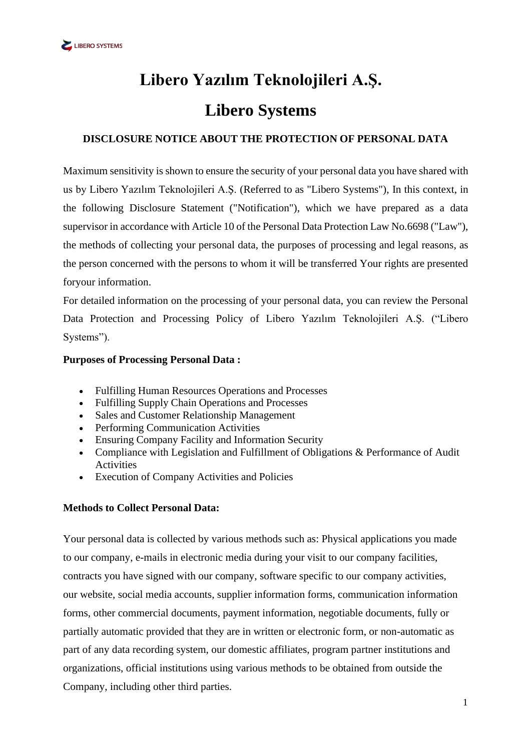# Libero Yazılım Teknolojileri A.Ş.

# Libero Systems

### DISCLOSURE NOTICE ABOUT THE PROTECTION OF PERSONAL DATA

Maximum sensitivity is shown to ensure the security of your personal data you have shared with us by Libero Yazılım Teknolojileri A.Ş. (Referred to as "Libero Systems"), In this context, in the following Disclosure Statement ("Notification"), which we have prepared as a data supervisor in accordance with Article 10 of the Personal Data Protection Law No.6698 ("Law"), the methods of collecting your personal data, the purposes of processing and legal reasons, as the person concerned with the persons to whom it will be transferred Your rights are presented foryour information.

For detailed information on the processing of your personal data, you can review the Personal Data Protection and Processing Policy of Libero Yazılım Teknolojileri A.Ş. ("Libero Systems").

**Purposes of Processing Personal Data :**

- Fulfilling Human Resources Operations and Processes
- Fulfilling Supply Chain Operations and Processes
- Sales and Customer Relationship Management
- Performing Communication Activities
- Ensuring Company Facility and Information Security
- Compliance with Legislation and Fulfillment of Obligations & Performance of Audit Activities
- Execution of Company Activities and Policies

**Methods to Collect Personal Data:**

Your personal data is collected by various methods such as: Physical applications you made to our company, e-mails in electronic media during your visit to our company facilities, contracts you have signed with our company, software specific to our company activities, our website, social media accounts, supplier information forms, communication information forms, other commercial documents, payment information, negotiable documents, fully or partially automatic provided that they are in written or electronic form, or non-automatic as part of any data recording system, our domestic affiliates, program partner institutions and organizations, official institutions using various methods to be obtained from outside the Company, including other third parties.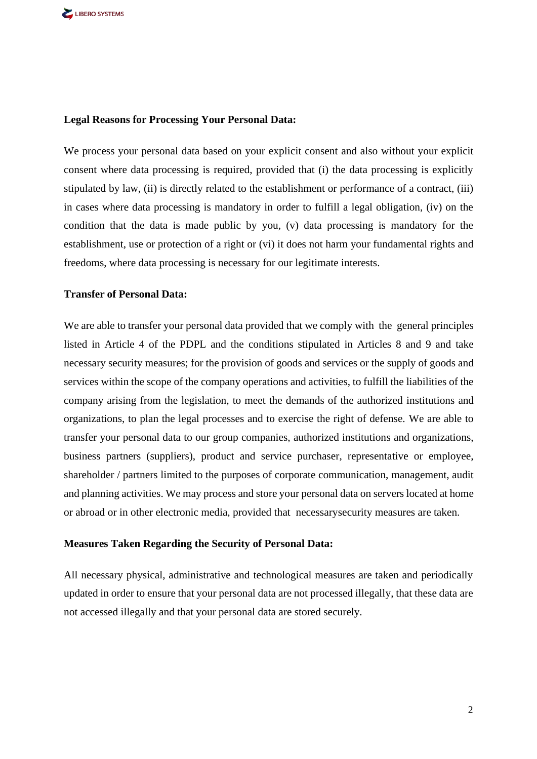**Legal Reasons for Processing Your Personal Data:**

We process your personal data based on your explicit consent and also without your explicit consent where data processing is required, provided that (i) the data processing is explicitly stipulated by law, (ii) is directly related to the establishment or performance of a contract, (iii) in cases where data processing is mandatory in order to fulfill a legal obligation, (iv) on the condition that the data is made public by you, (v) data processing is mandatory for the establishment, use or protection of a right or (vi) it does not harm your fundamental rights and freedoms, where data processing is necessary for our legitimate interests.

**Transfer of Personal Data:**

We are able to transfer your personal data provided that we comply with the general principles listed in Article 4 of the PDPL and the conditions stipulated in Articles 8 and 9 and take necessary security measures; for the provision of goods and services or the supply of goods and services within the scope of the company operations and activities, to fulfill the liabilities of the company arising from the legislation, to meet the demands of the authorized institutions and organizations, to plan the legal processes and to exercise the right of defense. We are able to transfer your personal data to our group companies, authorized institutions and organizations, business partners (suppliers), product and service purchaser, representative or employee, shareholder / partners limited to the purposes of corporate communication, management, audit and planning activities. We may process and store your personal data on servers located at home or abroad or in other electronic media, provided that necessarysecurity measures are taken.

**Measures Taken Regarding the Security of Personal Data:**

All necessary physical, administrative and technological measures are taken and periodically updated in order to ensure that your personal data are not processed illegally, that these data are not accessed illegally and that your personal data are stored securely.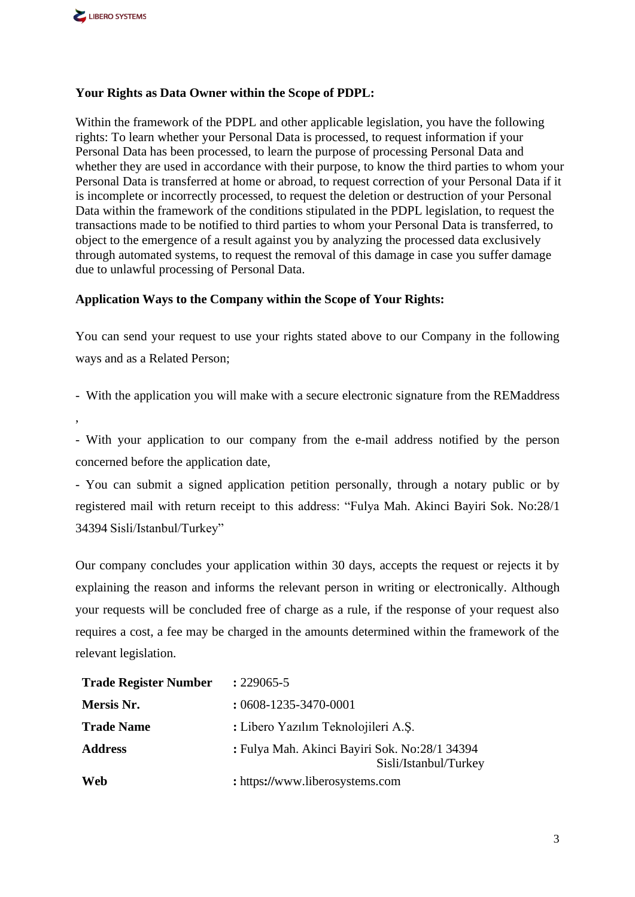**Your Rights as Data Owner within the Scope of PDPL:**

Within the framework of the PDPL and other applicable legislation, you have the following rights: To learn whether your Personal Data is processed, to request information if your Personal Data has been processed, to learn the purpose of processing Personal Data and whether they are used in accordance with their purpose, to know the third parties to whom your Personal Data is transferred at home or abroad, to request correction of your Personal Data if it is incomplete or incorrectly processed, to request the deletion or destruction of your Personal Data within the framework of the conditions stipulated in the PDPL legislation, to request the transactions made to be notified to third parties to whom your Personal Data is transferred, to object to the emergence of a result against you by analyzing the processed data exclusively through automated systems, to request the removal of this damage in case you suffer damage due to unlawful processing of Personal Data.

**Application Ways to the Company within the Scope of Your Rights:**

You can send your request to use your rights stated above to our Company in the following ways and as a Related Person;

- With the application you will make with a secure electronic signature from the REMaddress ,
- With your application to our company from the e-mail address notified by the person concerned before the application date,
- You can submit a signed application petition personally, through a notary public or by registered mail with return receipt to this address: "Fulya Mah. Akinci Bayiri Sok. No:28/1 34394 Sisli/Istanbul/Turkey"

Our company concludes your application within 30 days, accepts the request or rejects it by explaining the reason and informs the relevant person in writing or electronically. Although your requests will be concluded free of charge as a rule, if the response of your request also requires a cost, a fee may be charged in the amounts determined within the framework of the relevant legislation.

| | |
|---|---|
| **Trade Register Number** | **:** 229065-5 |
| **Mersis Nr.** | **:** 0608-1235-3470-0001 |
| **Trade Name** | **:** Libero Yazılım Teknolojileri A.Ş. |
| **Address** | **:** Fulya Mah. Akinci Bayiri Sok. No:28/1 34394 Sisli/Istanbul/Turkey |
| **Web** | **:** https://www.liberosystems.com |